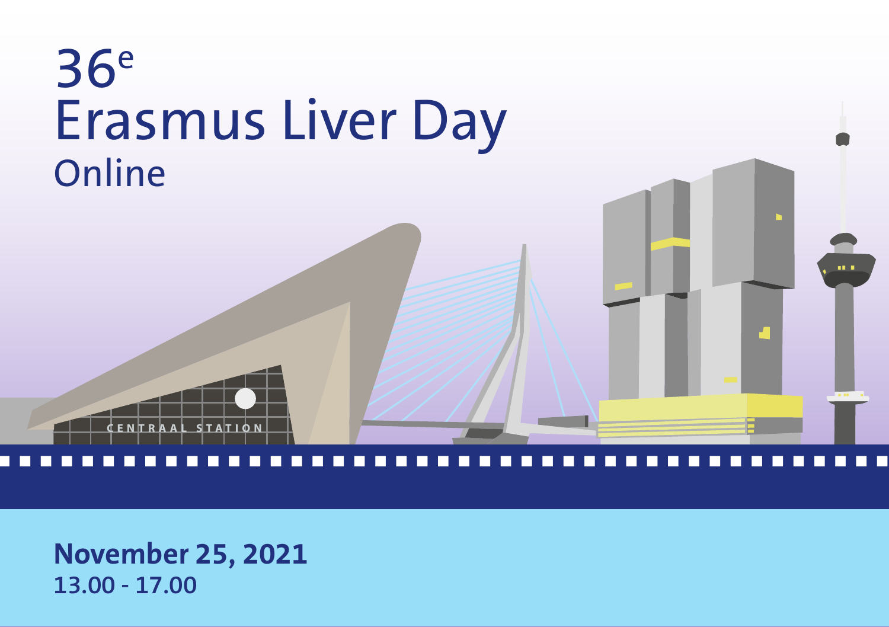# 36[e] Erasmus Liver Day

## Online

**November 25, 2021**

**13.00 - 17.00**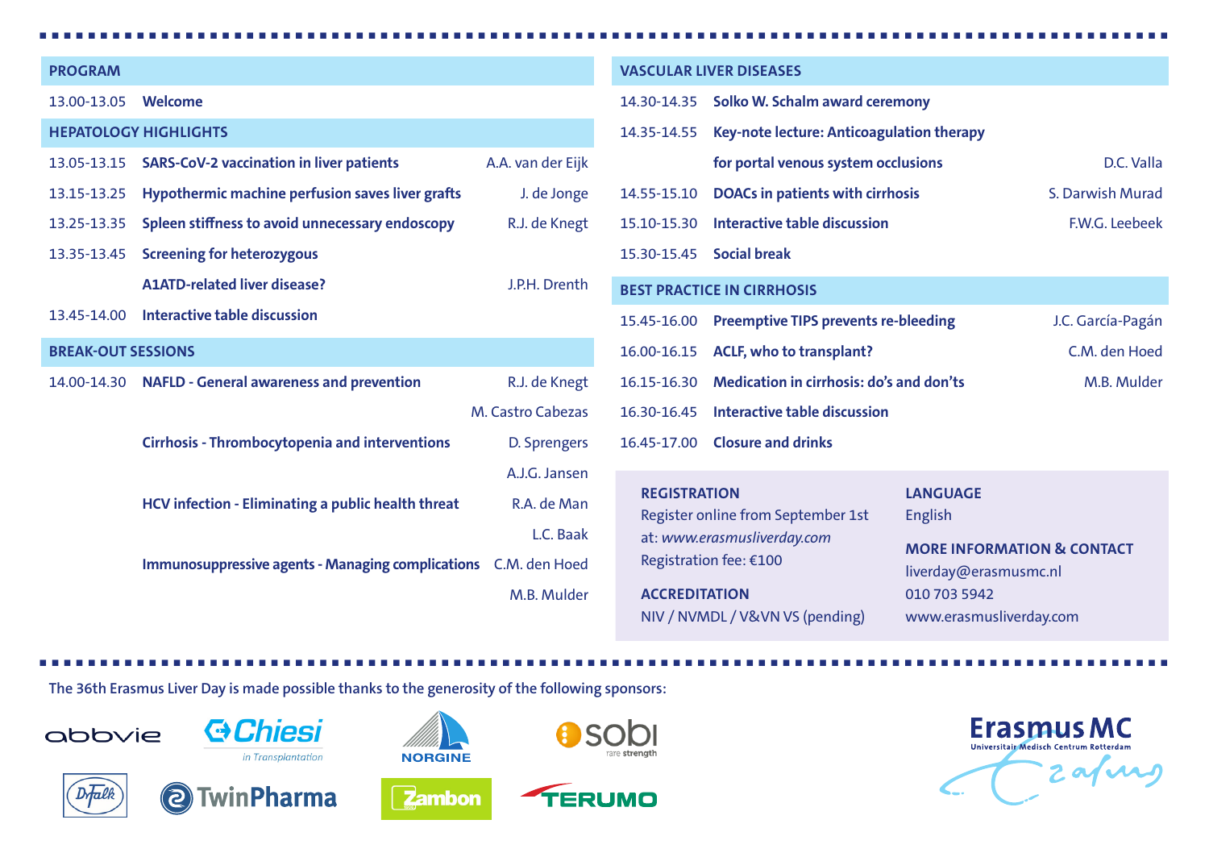## PROGRAM

| | | |
|---|---|---|
| 13.00-13.05 | **Welcome** | |

## HEPATOLOGY HIGHLIGHTS

| | | |
|---|---|---|
| 13.05-13.15 | **SARS-CoV-2 vaccination in liver patients** | A.A. van der Eijk |
| 13.15-13.25 | **Hypothermic machine perfusion saves liver grafts** | J. de Jonge |
| 13.25-13.35 | **Spleen stiffness to avoid unnecessary endoscopy** | R.J. de Knegt |
| 13.35-13.45 | **Screening for heterozygous A1ATD-related liver disease?** | J.P.H. Drenth |
| 13.45-14.00 | **Interactive table discussion** | |

## BREAK-OUT SESSIONS

| | | |
|---|---|---|
| 14.00-14.30 | **NAFLD - General awareness and prevention** | R.J. de Knegt<br>M. Castro Cabezas |
| | **Cirrhosis - Thrombocytopenia and interventions** | D. Sprengers<br>A.J.G. Jansen |
| | **HCV infection - Eliminating a public health threat** | R.A. de Man<br>L.C. Baak |
| | **Immunosuppressive agents - Managing complications** | C.M. den Hoed<br>M.B. Mulder |

## VASCULAR LIVER DISEASES

| | | |
|---|---|---|
| 14.30-14.35 | **Solko W. Schalm award ceremony** | |
| 14.35-14.55 | **Key-note lecture: Anticoagulation therapy for portal venous system occlusions** | D.C. Valla |
| 14.55-15.10 | **DOACs in patients with cirrhosis** | S. Darwish Murad |
| 15.10-15.30 | **Interactive table discussion** | F.W.G. Leebeek |
| 15.30-15.45 | **Social break** | |

## BEST PRACTICE IN CIRRHOSIS

| | | |
|---|---|---|
| 15.45-16.00 | **Preemptive TIPS prevents re-bleeding** | J.C. García-Pagán |
| 16.00-16.15 | **ACLF, who to transplant?** | C.M. den Hoed |
| 16.15-16.30 | **Medication in cirrhosis: do's and don'ts** | M.B. Mulder |
| 16.30-16.45 | **Interactive table discussion** | |
| 16.45-17.00 | **Closure and drinks** | |

**REGISTRATION**
Register online from September 1st at: *www.erasmusliverday.com*
Registration fee: €100

**ACCREDITATION**
NIV / NVMDL / V&VN VS (pending)

**LANGUAGE**
English

**MORE INFORMATION & CONTACT**
liverday@erasmusmc.nl
010 703 5942
www.erasmusliverday.com

The 36th Erasmus Liver Day is made possible thanks to the generosity of the following sponsors:

abbvie, Chiesi in Transplantation, Norgine, sobi rare strength, Dr. Falk, TwinPharma, Zambon, Terumo

Erasmus MC
Universitair Medisch Centrum Rotterdam